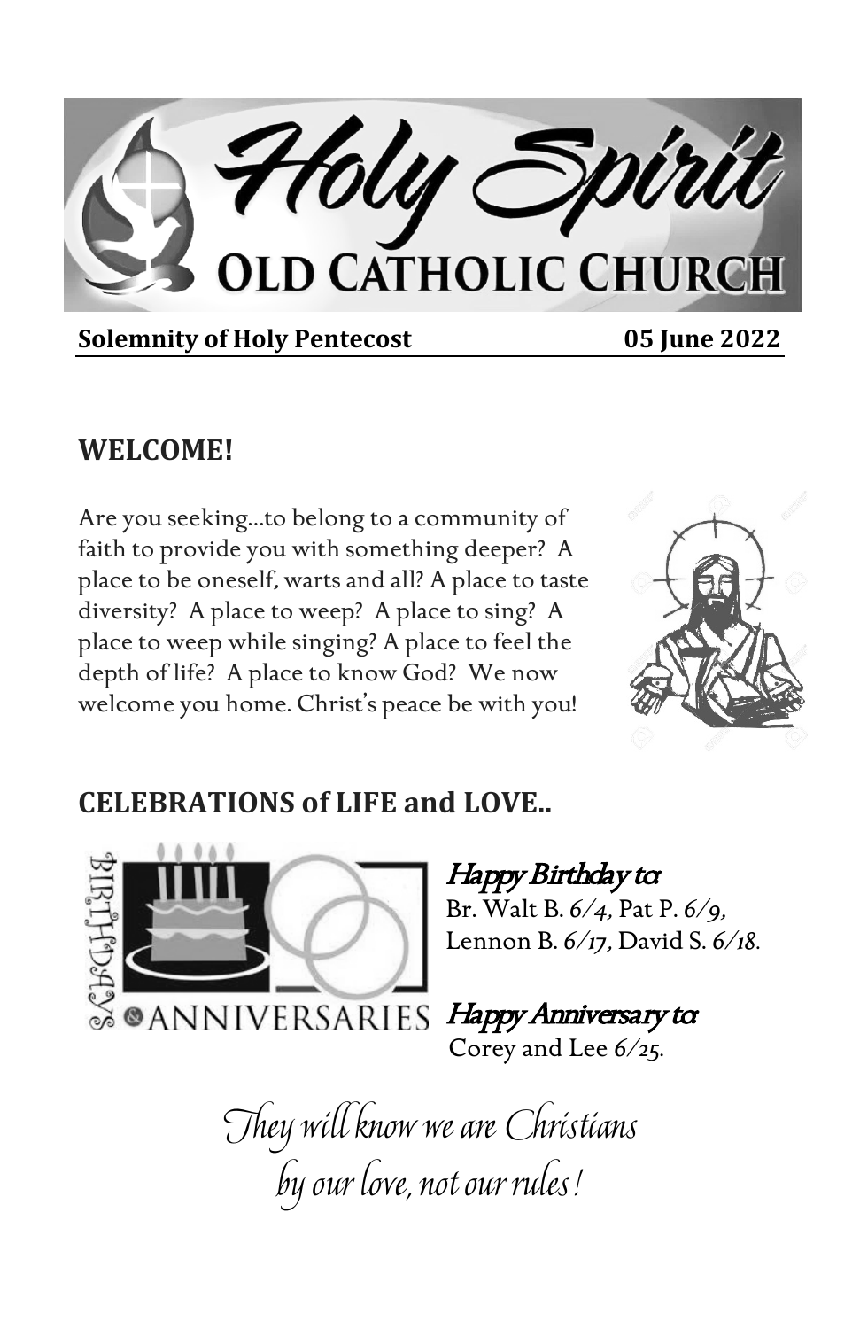# Holy Spirit OLD CATHOLIC CHURCH

**Solemnity of Holy Pentecost** **05 June 2022**

## WELCOME!

Are you seeking…to belong to a community of faith to provide you with something deeper? A place to be oneself, warts and all? A place to taste diversity? A place to weep? A place to sing? A place to weep while singing? A place to feel the depth of life? A place to know God? We now welcome you home. Christ's peace be with you!

## CELEBRATIONS of LIFE and LOVE..

BIRTHDAYS & ANNIVERSARIES

*Happy Birthday to:*
Br. Walt B. *6/4*, Pat P. *6/9*, Lennon B. *6/17*, David S. *6/18*.

*Happy Anniversary to:*
Corey and Lee *6/25*.

*They will know we are Christians by our love, not our rules!*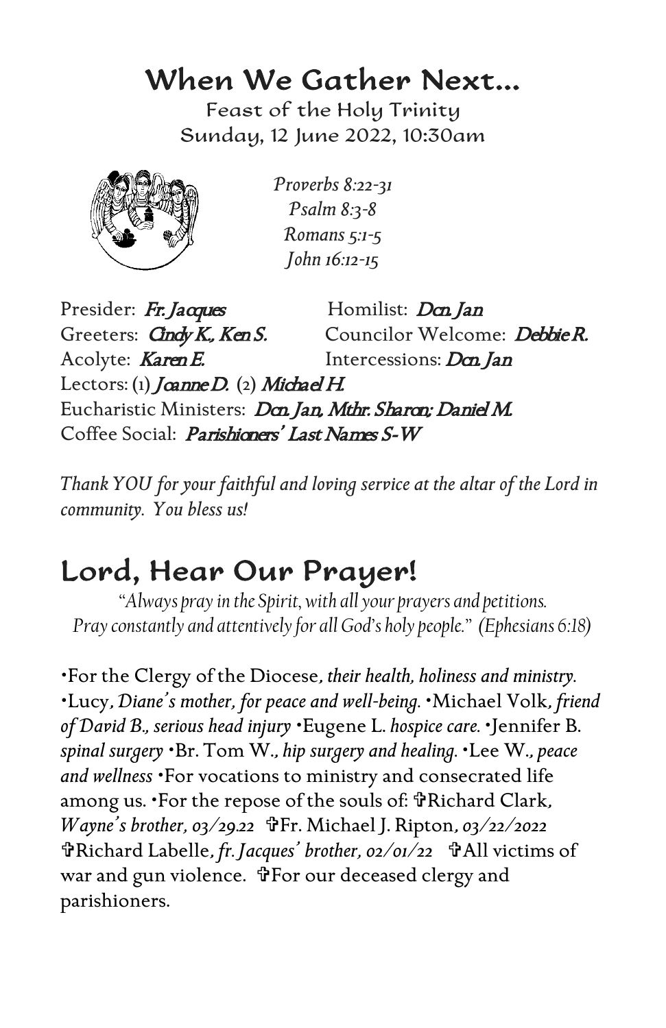# When We Gather Next...

Feast of the Holy Trinity
Sunday, 12 June 2022, 10:30am

*Proverbs 8:22-31*
*Psalm 8:3-8*
*Romans 5:1-5*
*John 16:12-15*

Presider: *Fr. Jacques* Homilist: *Dcn. Jan*
Greeters: *Cindy K., Ken S.* Councilor Welcome: *Debbie R.*
Acolyte: *Karen E.* Intercessions: *Dcn. Jan*
Lectors: (1) *Joanne D.* (2) *Michael H.*
Eucharistic Ministers: *Dcn. Jan, Mthr. Sharon; Daniel M.*
Coffee Social: *Parishioners' Last Names S-W*

*Thank YOU for your faithful and loving service at the altar of the Lord in community. You bless us!*

# Lord, Hear Our Prayer!

*"Always pray in the Spirit, with all your prayers and petitions. Pray constantly and attentively for all God's holy people." (Ephesians 6:18)*

•For the Clergy of the Diocese, *their health, holiness and ministry.* •Lucy, *Diane's mother, for peace and well-being.* •Michael Volk, *friend of David B., serious head injury* •Eugene L. *hospice care.* •Jennifer B. *spinal surgery* •Br. Tom W., *hip surgery and healing.* •Lee W., *peace and wellness* •For vocations to ministry and consecrated life among us. •For the repose of the souls of: ✞Richard Clark, *Wayne's brother, 03/29.22* ✞Fr. Michael J. Ripton, *03/22/2022* ✞Richard Labelle, *fr. Jacques' brother, 02/01/22* ✞All victims of war and gun violence. ✞For our deceased clergy and parishioners.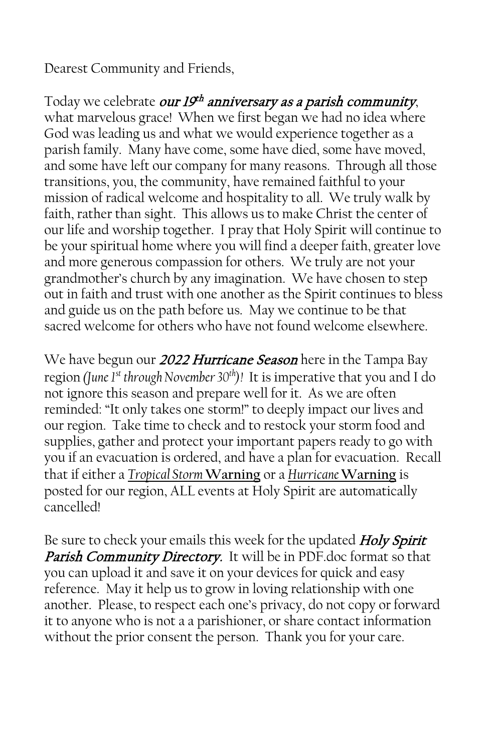Dearest Community and Friends,

Today we celebrate ***our 19th anniversary as a parish community***, what marvelous grace! When we first began we had no idea where God was leading us and what we would experience together as a parish family. Many have come, some have died, some have moved, and some have left our company for many reasons. Through all those transitions, you, the community, have remained faithful to your mission of radical welcome and hospitality to all. We truly walk by faith, rather than sight. This allows us to make Christ the center of our life and worship together. I pray that Holy Spirit will continue to be your spiritual home where you will find a deeper faith, greater love and more generous compassion for others. We truly are not your grandmother's church by any imagination. We have chosen to step out in faith and trust with one another as the Spirit continues to bless and guide us on the path before us. May we continue to be that sacred welcome for others who have not found welcome elsewhere.

We have begun our ***2022 Hurricane Season*** here in the Tampa Bay region *(June 1st through November 30th)!* It is imperative that you and I do not ignore this season and prepare well for it. As we are often reminded: "It only takes one storm!" to deeply impact our lives and our region. Take time to check and to restock your storm food and supplies, gather and protect your important papers ready to go with you if an evacuation is ordered, and have a plan for evacuation. Recall that if either a *Tropical Storm* **Warning** or a *Hurricane* **Warning** is posted for our region, ALL events at Holy Spirit are automatically cancelled!

Be sure to check your emails this week for the updated ***Holy Spirit Parish Community Directory***. It will be in PDF.doc format so that you can upload it and save it on your devices for quick and easy reference. May it help us to grow in loving relationship with one another. Please, to respect each one's privacy, do not copy or forward it to anyone who is not a a parishioner, or share contact information without the prior consent the person. Thank you for your care.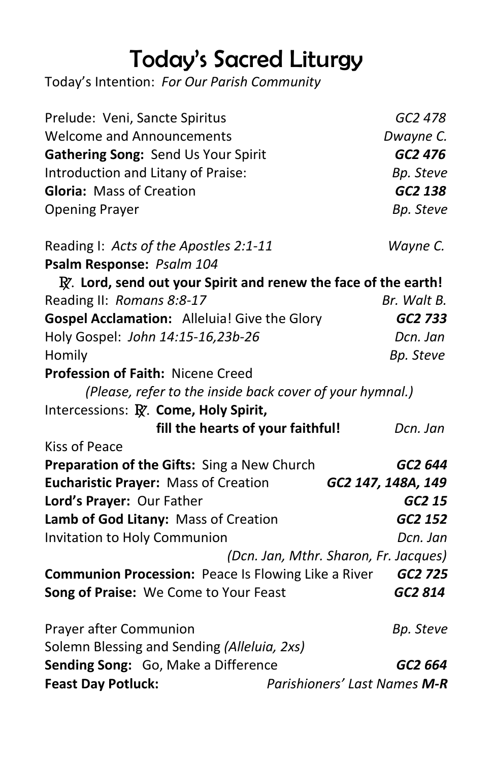# Today's Sacred Liturgy

Today's Intention: *For Our Parish Community*

Prelude: Veni, Sancte Spiritus — *GC2 478*
Welcome and Announcements — *Dwayne C.*
**Gathering Song:** Send Us Your Spirit — ***GC2 476***
Introduction and Litany of Praise: — *Bp. Steve*
**Gloria:** Mass of Creation — ***GC2 138***
Opening Prayer — *Bp. Steve*

Reading I: *Acts of the Apostles 2:1-11* — *Wayne C.*
**Psalm Response:** *Psalm 104*
℟. **Lord, send out your Spirit and renew the face of the earth!**
Reading II: *Romans 8:8-17* — *Br. Walt B.*
**Gospel Acclamation:** Alleluia! Give the Glory — ***GC2 733***
Holy Gospel: *John 14:15-16,23b-26* — *Dcn. Jan*
Homily — *Bp. Steve*
**Profession of Faith:** Nicene Creed
*(Please, refer to the inside back cover of your hymnal.)*
Intercessions: ℟. **Come, Holy Spirit, fill the hearts of your faithful!** — *Dcn. Jan*
Kiss of Peace
**Preparation of the Gifts:** Sing a New Church — ***GC2 644***
**Eucharistic Prayer:** Mass of Creation — ***GC2 147, 148A, 149***
**Lord's Prayer:** Our Father — ***GC2 15***
**Lamb of God Litany:** Mass of Creation — ***GC2 152***
Invitation to Holy Communion — *Dcn. Jan*
*(Dcn. Jan, Mthr. Sharon, Fr. Jacques)*
**Communion Procession:** Peace Is Flowing Like a River — ***GC2 725***
**Song of Praise:** We Come to Your Feast — ***GC2 814***

Prayer after Communion — *Bp. Steve*
Solemn Blessing and Sending *(Alleluia, 2xs)*
**Sending Song:** Go, Make a Difference — ***GC2 664***
**Feast Day Potluck:** — *Parishioners' Last Names* ***M-R***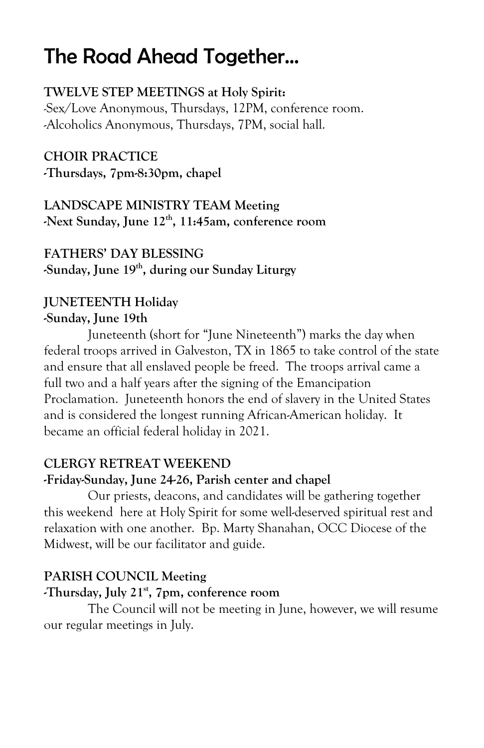# The Road Ahead Together…

**TWELVE STEP MEETINGS at Holy Spirit:**
-Sex/Love Anonymous, Thursdays, 12PM, conference room.
-Alcoholics Anonymous, Thursdays, 7PM, social hall.

**CHOIR PRACTICE**
**-Thursdays, 7pm-8:30pm, chapel**

**LANDSCAPE MINISTRY TEAM Meeting**
**-Next Sunday, June 12th, 11:45am, conference room**

**FATHERS' DAY BLESSING**
**-Sunday, June 19th, during our Sunday Liturgy**

**JUNETEENTH Holiday**
**-Sunday, June 19th**

Juneteenth (short for "June Nineteenth") marks the day when federal troops arrived in Galveston, TX in 1865 to take control of the state and ensure that all enslaved people be freed. The troops arrival came a full two and a half years after the signing of the Emancipation Proclamation. Juneteenth honors the end of slavery in the United States and is considered the longest running African-American holiday. It became an official federal holiday in 2021.

**CLERGY RETREAT WEEKEND**
**-Friday-Sunday, June 24-26, Parish center and chapel**

Our priests, deacons, and candidates will be gathering together this weekend here at Holy Spirit for some well-deserved spiritual rest and relaxation with one another. Bp. Marty Shanahan, OCC Diocese of the Midwest, will be our facilitator and guide.

**PARISH COUNCIL Meeting**
**-Thursday, July 21st, 7pm, conference room**

The Council will not be meeting in June, however, we will resume our regular meetings in July.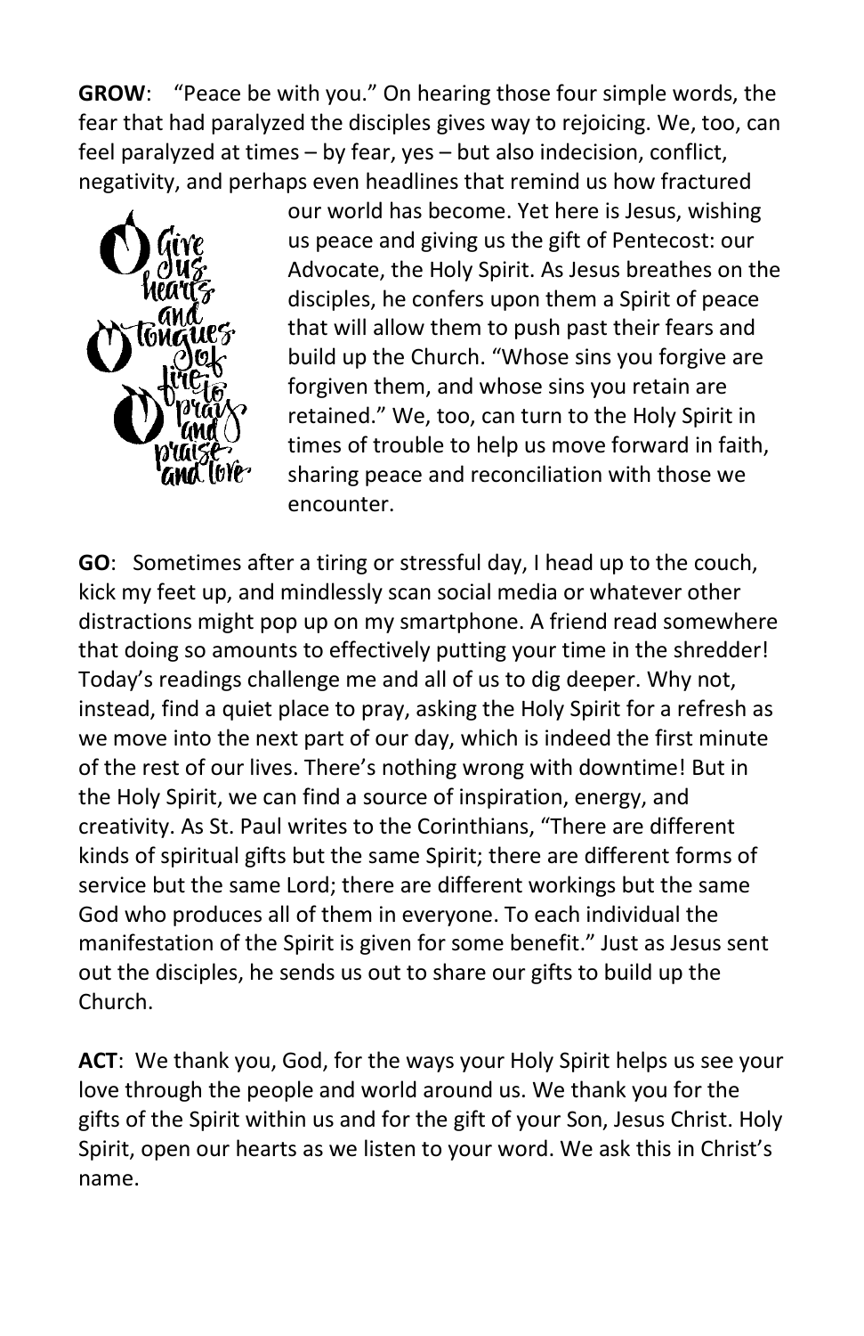**GROW**: "Peace be with you." On hearing those four simple words, the fear that had paralyzed the disciples gives way to rejoicing. We, too, can feel paralyzed at times – by fear, yes – but also indecision, conflict, negativity, and perhaps even headlines that remind us how fractured our world has become. Yet here is Jesus, wishing us peace and giving us the gift of Pentecost: our Advocate, the Holy Spirit. As Jesus breathes on the disciples, he confers upon them a Spirit of peace that will allow them to push past their fears and build up the Church. "Whose sins you forgive are forgiven them, and whose sins you retain are retained." We, too, can turn to the Holy Spirit in times of trouble to help us move forward in faith, sharing peace and reconciliation with those we encounter.

**GO**: Sometimes after a tiring or stressful day, I head up to the couch, kick my feet up, and mindlessly scan social media or whatever other distractions might pop up on my smartphone. A friend read somewhere that doing so amounts to effectively putting your time in the shredder! Today's readings challenge me and all of us to dig deeper. Why not, instead, find a quiet place to pray, asking the Holy Spirit for a refresh as we move into the next part of our day, which is indeed the first minute of the rest of our lives. There's nothing wrong with downtime! But in the Holy Spirit, we can find a source of inspiration, energy, and creativity. As St. Paul writes to the Corinthians, "There are different kinds of spiritual gifts but the same Spirit; there are different forms of service but the same Lord; there are different workings but the same God who produces all of them in everyone. To each individual the manifestation of the Spirit is given for some benefit." Just as Jesus sent out the disciples, he sends us out to share our gifts to build up the Church.

**ACT**: We thank you, God, for the ways your Holy Spirit helps us see your love through the people and world around us. We thank you for the gifts of the Spirit within us and for the gift of your Son, Jesus Christ. Holy Spirit, open our hearts as we listen to your word. We ask this in Christ's name.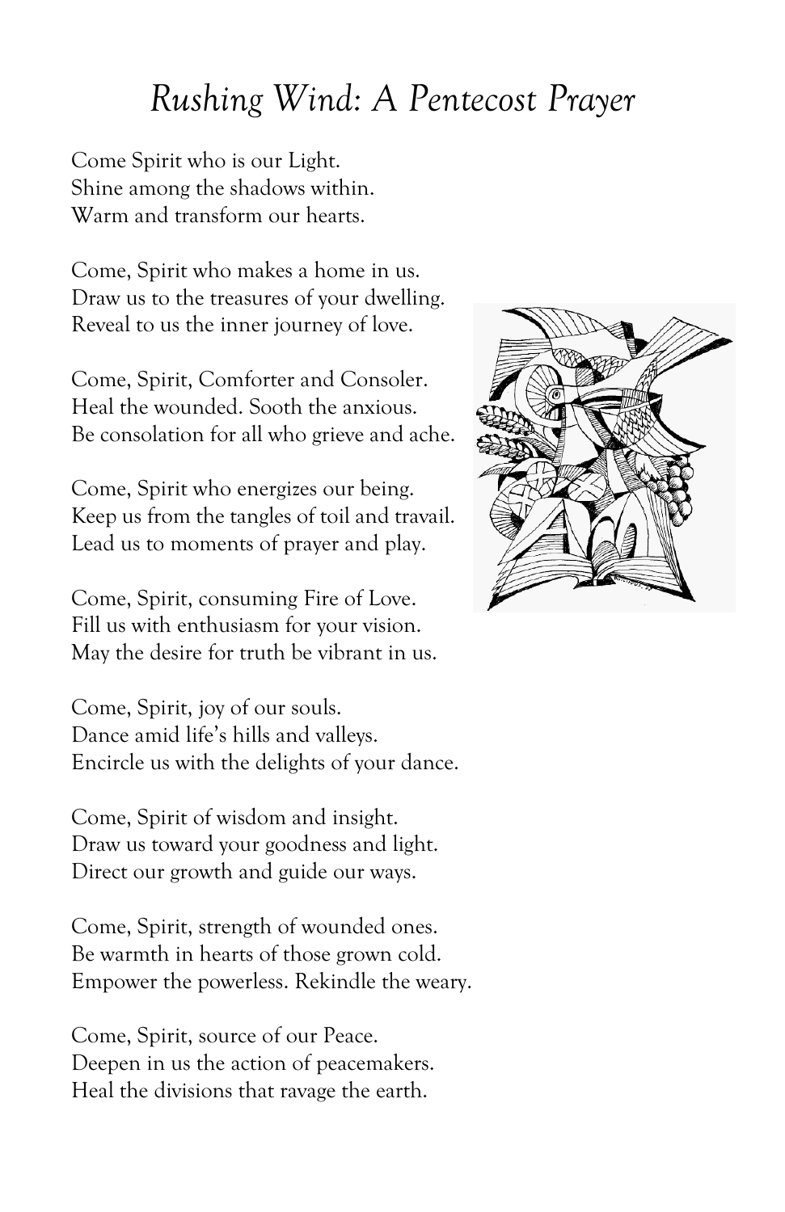# *Rushing Wind: A Pentecost Prayer*

Come Spirit who is our Light.
Shine among the shadows within.
Warm and transform our hearts.

Come, Spirit who makes a home in us.
Draw us to the treasures of your dwelling.
Reveal to us the inner journey of love.

Come, Spirit, Comforter and Consoler.
Heal the wounded. Sooth the anxious.
Be consolation for all who grieve and ache.

Come, Spirit who energizes our being.
Keep us from the tangles of toil and travail.
Lead us to moments of prayer and play.

Come, Spirit, consuming Fire of Love.
Fill us with enthusiasm for your vision.
May the desire for truth be vibrant in us.

Come, Spirit, joy of our souls.
Dance amid life's hills and valleys.
Encircle us with the delights of your dance.

Come, Spirit of wisdom and insight.
Draw us toward your goodness and light.
Direct our growth and guide our ways.

Come, Spirit, strength of wounded ones.
Be warmth in hearts of those grown cold.
Empower the powerless. Rekindle the weary.

Come, Spirit, source of our Peace.
Deepen in us the action of peacemakers.
Heal the divisions that ravage the earth.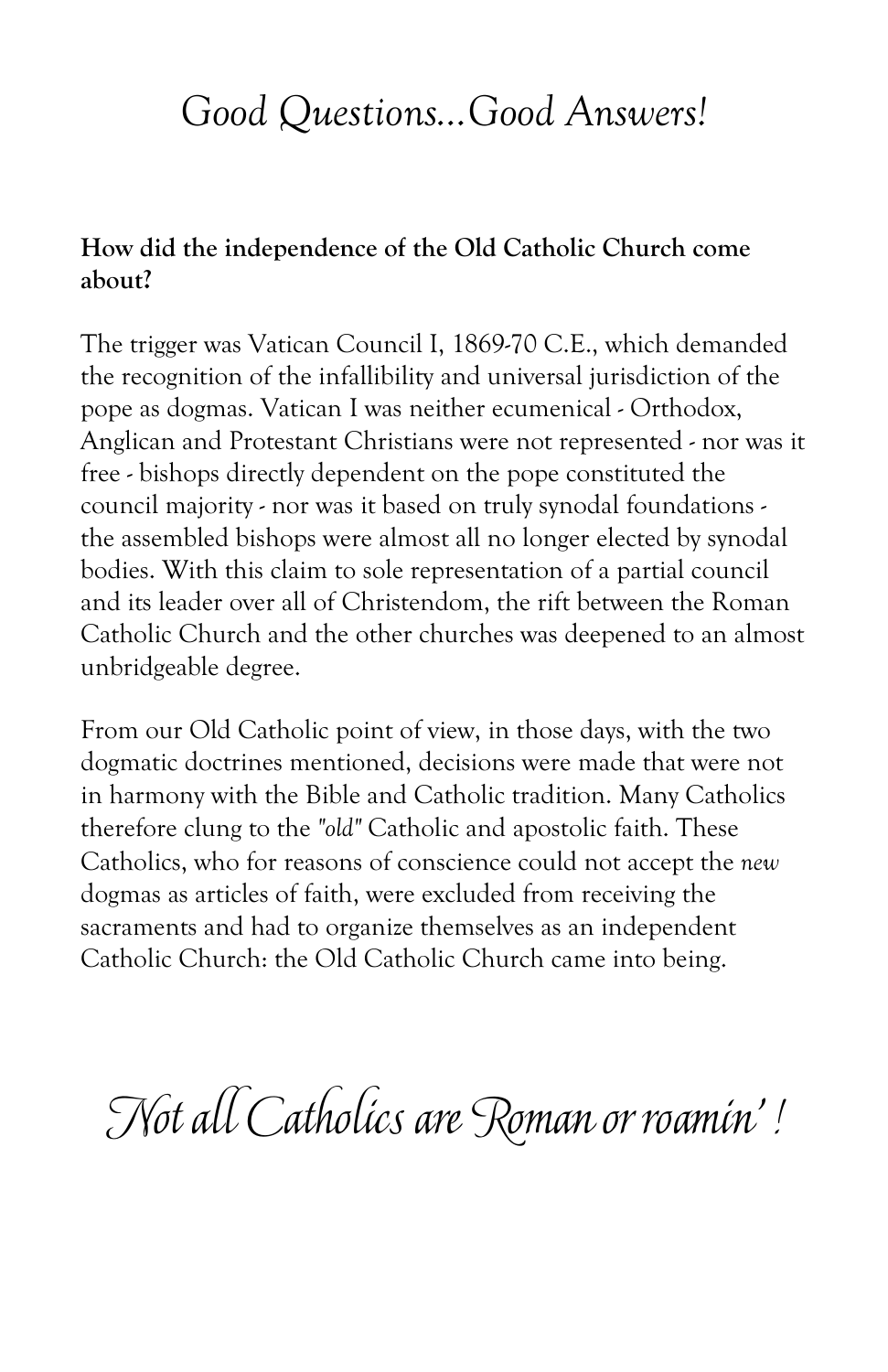# *Good Questions...Good Answers!*

**How did the independence of the Old Catholic Church come about?**

The trigger was Vatican Council I, 1869-70 C.E., which demanded the recognition of the infallibility and universal jurisdiction of the pope as dogmas. Vatican I was neither ecumenical - Orthodox, Anglican and Protestant Christians were not represented - nor was it free - bishops directly dependent on the pope constituted the council majority - nor was it based on truly synodal foundations - the assembled bishops were almost all no longer elected by synodal bodies. With this claim to sole representation of a partial council and its leader over all of Christendom, the rift between the Roman Catholic Church and the other churches was deepened to an almost unbridgeable degree.

From our Old Catholic point of view, in those days, with the two dogmatic doctrines mentioned, decisions were made that were not in harmony with the Bible and Catholic tradition. Many Catholics therefore clung to the *"old"* Catholic and apostolic faith. These Catholics, who for reasons of conscience could not accept the *new* dogmas as articles of faith, were excluded from receiving the sacraments and had to organize themselves as an independent Catholic Church: the Old Catholic Church came into being.

*Not all Catholics are Roman or roamin' !*